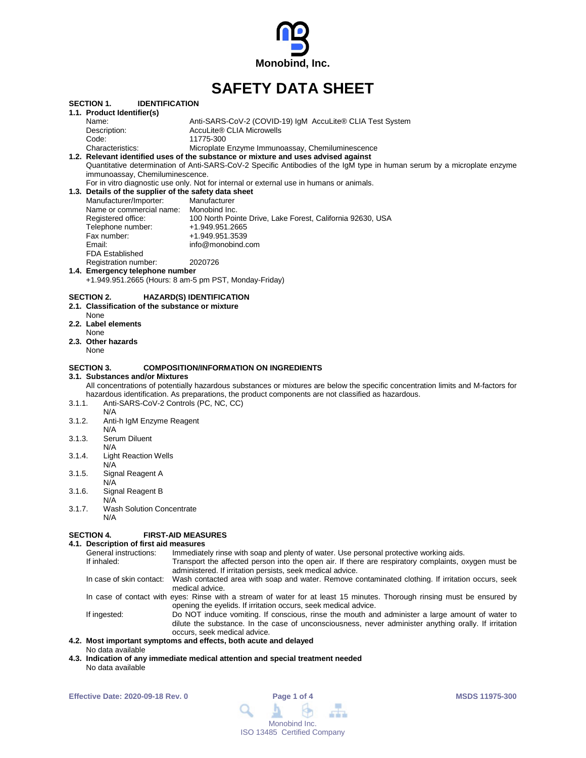Monobind, Inc.

# SAFETY DATA SHEET

## SECTION 1. IDENTIFICATION

### 1.1. Product Identifier(s)

| | |
|---|---|
| Name: | Anti-SARS-CoV-2 (COVID-19) IgM AccuLite® CLIA Test System |
| Description: | AccuLite® CLIA Microwells |
| Code: | 11775-300 |
| Characteristics: | Microplate Enzyme Immunoassay, Chemiluminescence |

### 1.2. Relevant identified uses of the substance or mixture and uses advised against

Quantitative determination of Anti-SARS-CoV-2 Specific Antibodies of the IgM type in human serum by a microplate enzyme immunoassay, Chemiluminescence.

For in vitro diagnostic use only. Not for internal or external use in humans or animals.

### 1.3. Details of the supplier of the safety data sheet

| | |
|---|---|
| Manufacturer/Importer: | Manufacturer |
| Name or commercial name: | Monobind Inc. |
| Registered office: | 100 North Pointe Drive, Lake Forest, California 92630, USA |
| Telephone number: | +1.949.951.2665 |
| Fax number: | +1.949.951.3539 |
| Email: | info@monobind.com |
| FDA Established Registration number: | 2020726 |

### 1.4. Emergency telephone number

+1.949.951.2665 (Hours: 8 am-5 pm PST, Monday-Friday)

## SECTION 2. HAZARD(S) IDENTIFICATION

### 2.1. Classification of the substance or mixture

None

### 2.2. Label elements

None

### 2.3. Other hazards

None

## SECTION 3. COMPOSITION/INFORMATION ON INGREDIENTS

### 3.1. Substances and/or Mixtures

All concentrations of potentially hazardous substances or mixtures are below the specific concentration limits and M-factors for hazardous identification. As preparations, the product components are not classified as hazardous.

3.1.1. Anti-SARS-CoV-2 Controls (PC, NC, CC)
N/A

3.1.2. Anti-h IgM Enzyme Reagent
N/A

3.1.3. Serum Diluent
N/A

3.1.4. Light Reaction Wells
N/A

3.1.5. Signal Reagent A
N/A

3.1.6. Signal Reagent B
N/A

3.1.7. Wash Solution Concentrate
N/A

## SECTION 4. FIRST-AID MEASURES

### 4.1. Description of first aid measures

| | |
|---|---|
| General instructions: | Immediately rinse with soap and plenty of water. Use personal protective working aids. |
| If inhaled: | Transport the affected person into the open air. If there are respiratory complaints, oxygen must be administered. If irritation persists, seek medical advice. |
| In case of skin contact: | Wash contacted area with soap and water. Remove contaminated clothing. If irritation occurs, seek medical advice. |
| In case of contact with eyes: | Rinse with a stream of water for at least 15 minutes. Thorough rinsing must be ensured by opening the eyelids. If irritation occurs, seek medical advice. |
| If ingested: | Do NOT induce vomiting. If conscious, rinse the mouth and administer a large amount of water to dilute the substance. In the case of unconsciousness, never administer anything orally. If irritation occurs, seek medical advice. |

### 4.2. Most important symptoms and effects, both acute and delayed

No data available

### 4.3. Indication of any immediate medical attention and special treatment needed

No data available

Effective Date: 2020-09-18 Rev. 0

MSDS 11975-300

Monobind Inc.
ISO 13485 Certified Company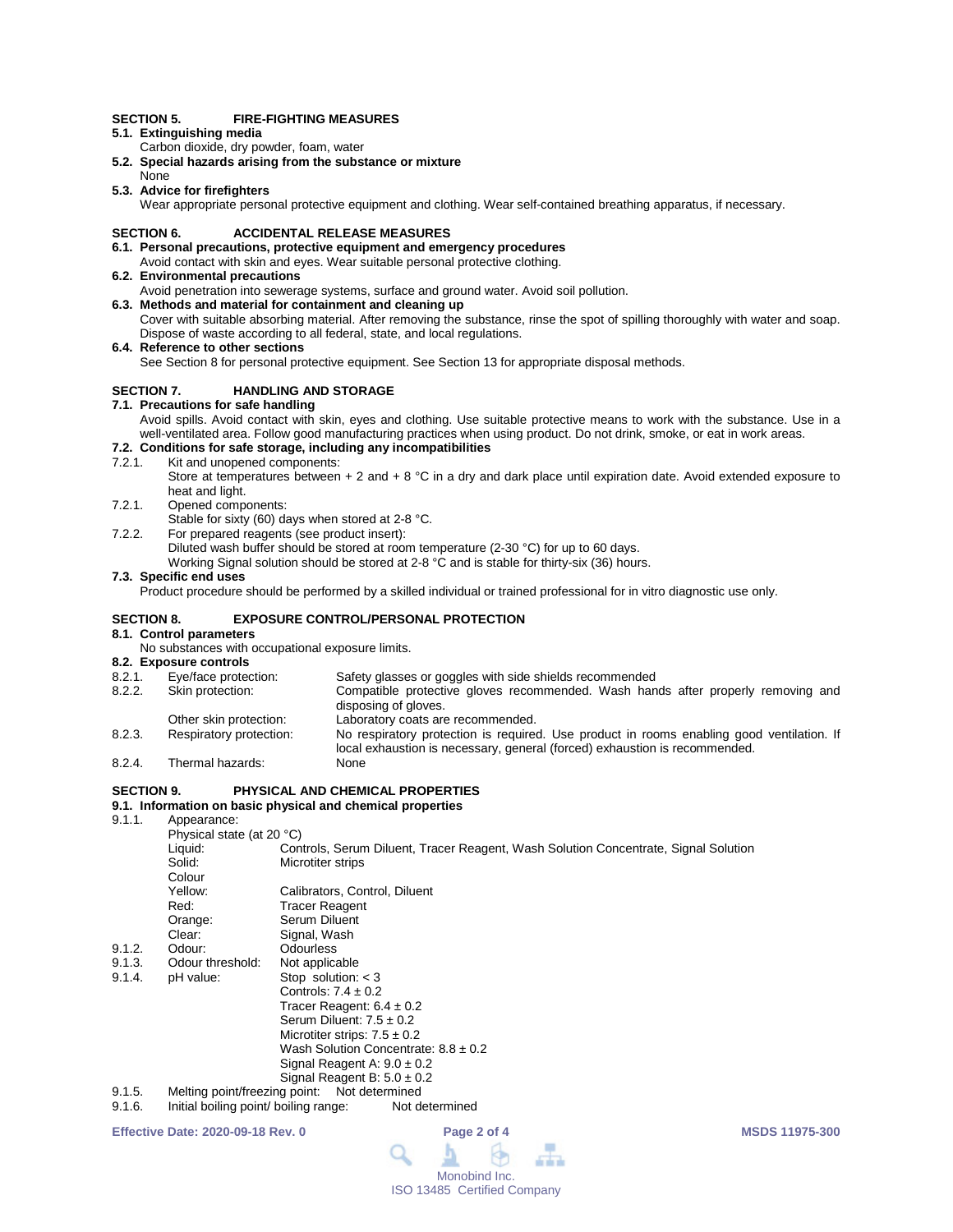## SECTION 5. FIRE-FIGHTING MEASURES

**5.1. Extinguishing media**

Carbon dioxide, dry powder, foam, water

**5.2. Special hazards arising from the substance or mixture**

None

**5.3. Advice for firefighters**

Wear appropriate personal protective equipment and clothing. Wear self-contained breathing apparatus, if necessary.

## SECTION 6. ACCIDENTAL RELEASE MEASURES

**6.1. Personal precautions, protective equipment and emergency procedures**

Avoid contact with skin and eyes. Wear suitable personal protective clothing.

**6.2. Environmental precautions**

Avoid penetration into sewerage systems, surface and ground water. Avoid soil pollution.

**6.3. Methods and material for containment and cleaning up**

Cover with suitable absorbing material. After removing the substance, rinse the spot of spilling thoroughly with water and soap. Dispose of waste according to all federal, state, and local regulations.

**6.4. Reference to other sections**

See Section 8 for personal protective equipment. See Section 13 for appropriate disposal methods.

## SECTION 7. HANDLING AND STORAGE

**7.1. Precautions for safe handling**

Avoid spills. Avoid contact with skin, eyes and clothing. Use suitable protective means to work with the substance. Use in a well-ventilated area. Follow good manufacturing practices when using product. Do not drink, smoke, or eat in work areas.

**7.2. Conditions for safe storage, including any incompatibilities**

7.2.1. Kit and unopened components:
Store at temperatures between + 2 and + 8 °C in a dry and dark place until expiration date. Avoid extended exposure to heat and light.

7.2.1. Opened components:
Stable for sixty (60) days when stored at 2-8 °C.

7.2.2. For prepared reagents (see product insert):
Diluted wash buffer should be stored at room temperature (2-30 °C) for up to 60 days.
Working Signal solution should be stored at 2-8 °C and is stable for thirty-six (36) hours.

**7.3. Specific end uses**

Product procedure should be performed by a skilled individual or trained professional for in vitro diagnostic use only.

## SECTION 8. EXPOSURE CONTROL/PERSONAL PROTECTION

**8.1. Control parameters**

No substances with occupational exposure limits.

**8.2. Exposure controls**

| | | |
|---|---|---|
| 8.2.1. | Eye/face protection: | Safety glasses or goggles with side shields recommended |
| 8.2.2. | Skin protection: | Compatible protective gloves recommended. Wash hands after properly removing and disposing of gloves. |
| | Other skin protection: | Laboratory coats are recommended. |
| 8.2.3. | Respiratory protection: | No respiratory protection is required. Use product in rooms enabling good ventilation. If local exhaustion is necessary, general (forced) exhaustion is recommended. |
| 8.2.4. | Thermal hazards: | None |

## SECTION 9. PHYSICAL AND CHEMICAL PROPERTIES

**9.1. Information on basic physical and chemical properties**

9.1.1. Appearance:

Physical state (at 20 °C)

| | |
|---|---|
| Liquid: | Controls, Serum Diluent, Tracer Reagent, Wash Solution Concentrate, Signal Solution |
| Solid: | Microtiter strips |
| Colour | |
| Yellow: | Calibrators, Control, Diluent |
| Red: | Tracer Reagent |
| Orange: | Serum Diluent |
| Clear: | Signal, Wash |

9.1.2. Odour: Odourless

9.1.3. Odour threshold: Not applicable

9.1.4. pH value:
Stop solution: < 3
Controls: 7.4 ± 0.2
Tracer Reagent: 6.4 ± 0.2
Serum Diluent: 7.5 ± 0.2
Microtiter strips: 7.5 ± 0.2
Wash Solution Concentrate: 8.8 ± 0.2
Signal Reagent A: 9.0 ± 0.2
Signal Reagent B: 5.0 ± 0.2

9.1.5. Melting point/freezing point: Not determined

9.1.6. Initial boiling point/ boiling range: Not determined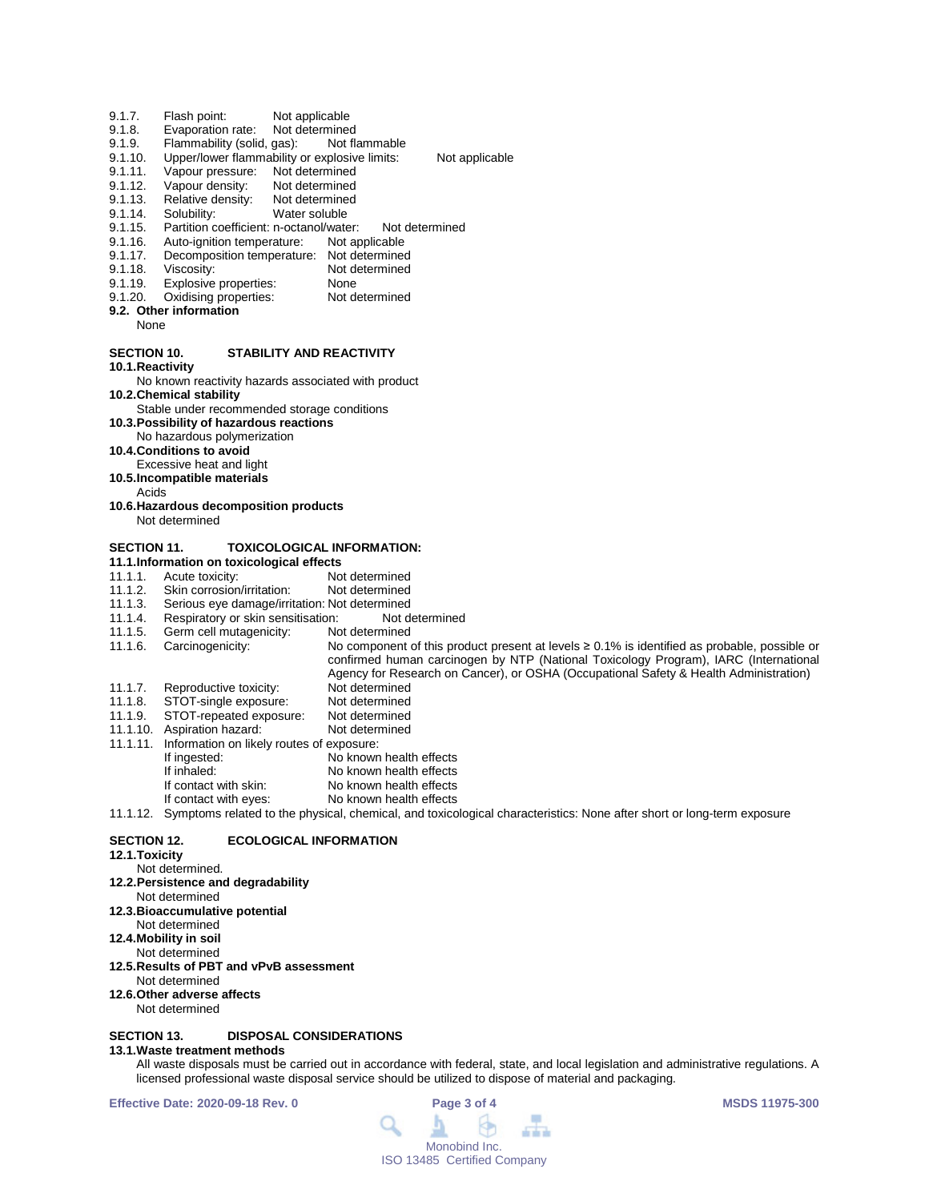9.1.7. Flash point: Not applicable
9.1.8. Evaporation rate: Not determined
9.1.9. Flammability (solid, gas): Not flammable
9.1.10. Upper/lower flammability or explosive limits: Not applicable
9.1.11. Vapour pressure: Not determined
9.1.12. Vapour density: Not determined
9.1.13. Relative density: Not determined
9.1.14. Solubility: Water soluble
9.1.15. Partition coefficient: n-octanol/water: Not determined
9.1.16. Auto-ignition temperature: Not applicable
9.1.17. Decomposition temperature: Not determined
9.1.18. Viscosity: Not determined
9.1.19. Explosive properties: None
9.1.20. Oxidising properties: Not determined

**9.2. Other information**

None

## SECTION 10. STABILITY AND REACTIVITY

**10.1. Reactivity**

No known reactivity hazards associated with product

**10.2. Chemical stability**

Stable under recommended storage conditions

**10.3. Possibility of hazardous reactions**

No hazardous polymerization

**10.4. Conditions to avoid**

Excessive heat and light

**10.5. Incompatible materials**

Acids

**10.6. Hazardous decomposition products**

Not determined

## SECTION 11. TOXICOLOGICAL INFORMATION:

**11.1. Information on toxicological effects**

11.1.1. Acute toxicity: Not determined
11.1.2. Skin corrosion/irritation: Not determined
11.1.3. Serious eye damage/irritation: Not determined
11.1.4. Respiratory or skin sensitisation: Not determined
11.1.5. Germ cell mutagenicity: Not determined
11.1.6. Carcinogenicity: No component of this product present at levels ≥ 0.1% is identified as probable, possible or confirmed human carcinogen by NTP (National Toxicology Program), IARC (International Agency for Research on Cancer), or OSHA (Occupational Safety & Health Administration)
11.1.7. Reproductive toxicity: Not determined
11.1.8. STOT-single exposure: Not determined
11.1.9. STOT-repeated exposure: Not determined
11.1.10. Aspiration hazard: Not determined
11.1.11. Information on likely routes of exposure:

- If ingested: No known health effects
- If inhaled: No known health effects
- If contact with skin: No known health effects
- If contact with eyes: No known health effects

11.1.12. Symptoms related to the physical, chemical, and toxicological characteristics: None after short or long-term exposure

## SECTION 12. ECOLOGICAL INFORMATION

**12.1. Toxicity**

Not determined.

**12.2. Persistence and degradability**

Not determined

**12.3. Bioaccumulative potential**

Not determined

**12.4. Mobility in soil**

Not determined

**12.5. Results of PBT and vPvB assessment**

Not determined

**12.6. Other adverse affects**

Not determined

## SECTION 13. DISPOSAL CONSIDERATIONS

**13.1. Waste treatment methods**

All waste disposals must be carried out in accordance with federal, state, and local legislation and administrative regulations. A licensed professional waste disposal service should be utilized to dispose of material and packaging.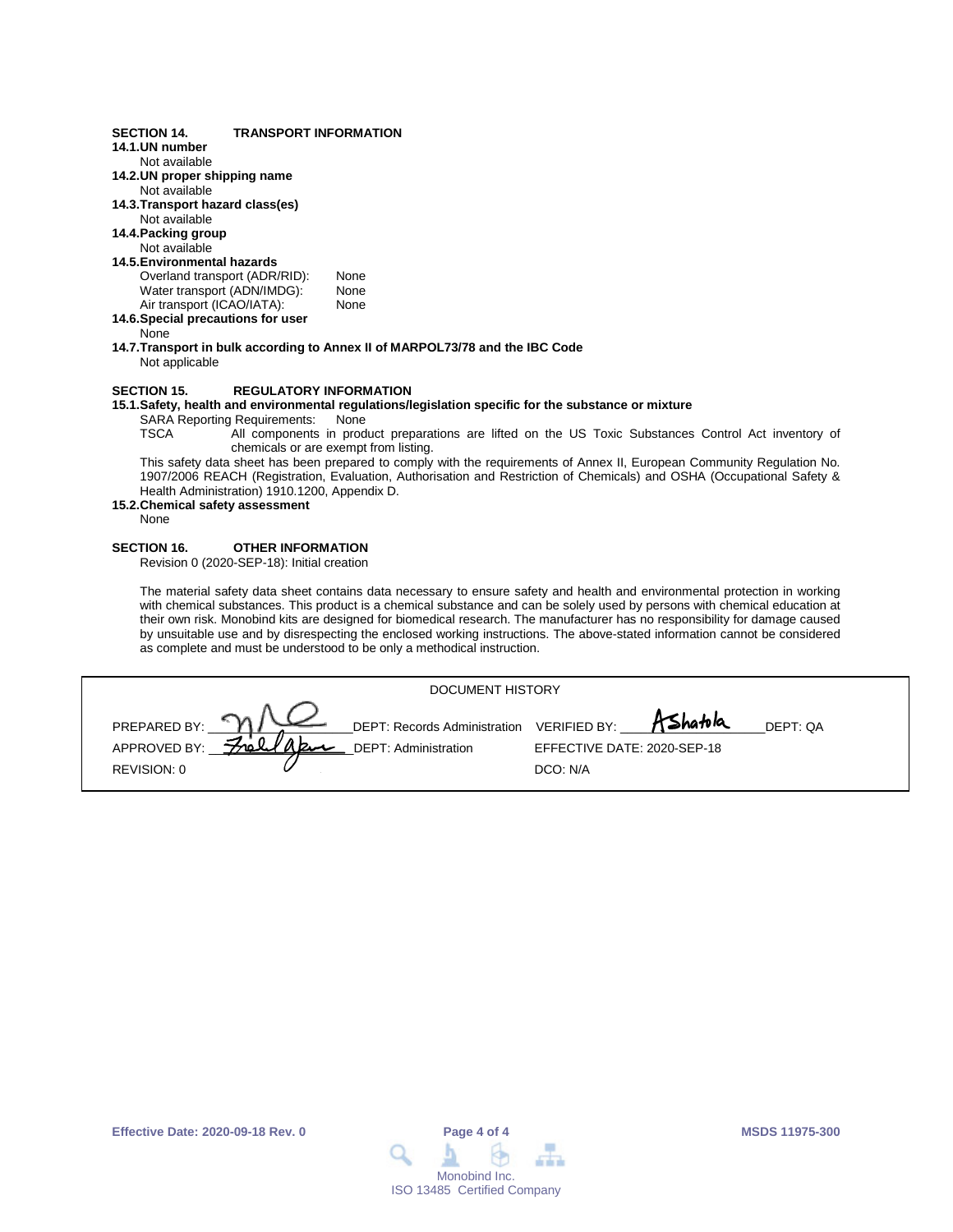## SECTION 14. TRANSPORT INFORMATION

**14.1.UN number**

Not available

**14.2.UN proper shipping name**

Not available

**14.3.Transport hazard class(es)**

Not available

**14.4.Packing group**

Not available

**14.5.Environmental hazards**

Overland transport (ADR/RID): None
Water transport (ADN/IMDG): None
Air transport (ICAO/IATA): None

**14.6.Special precautions for user**

None

**14.7.Transport in bulk according to Annex II of MARPOL73/78 and the IBC Code**

Not applicable

## SECTION 15. REGULATORY INFORMATION

**15.1.Safety, health and environmental regulations/legislation specific for the substance or mixture**

SARA Reporting Requirements: None

TSCA All components in product preparations are lifted on the US Toxic Substances Control Act inventory of chemicals or are exempt from listing.

This safety data sheet has been prepared to comply with the requirements of Annex II, European Community Regulation No. 1907/2006 REACH (Registration, Evaluation, Authorisation and Restriction of Chemicals) and OSHA (Occupational Safety & Health Administration) 1910.1200, Appendix D.

**15.2.Chemical safety assessment**

None

## SECTION 16. OTHER INFORMATION

Revision 0 (2020-SEP-18): Initial creation

The material safety data sheet contains data necessary to ensure safety and health and environmental protection in working with chemical substances. This product is a chemical substance and can be solely used by persons with chemical education at their own risk. Monobind kits are designed for biomedical research. The manufacturer has no responsibility for damage caused by unsuitable use and by disrespecting the enclosed working instructions. The above-stated information cannot be considered as complete and must be understood to be only a methodical instruction.

| DOCUMENT HISTORY | | | |
|---|---|---|---|
| PREPARED BY: | DEPT: Records Administration | VERIFIED BY: Ashatola | DEPT: QA |
| APPROVED BY: | DEPT: Administration | EFFECTIVE DATE: 2020-SEP-18 | |
| REVISION: 0 | | DCO: N/A | |

Effective Date: 2020-09-18 Rev. 0

MSDS 11975-300

Monobind Inc.
ISO 13485 Certified Company